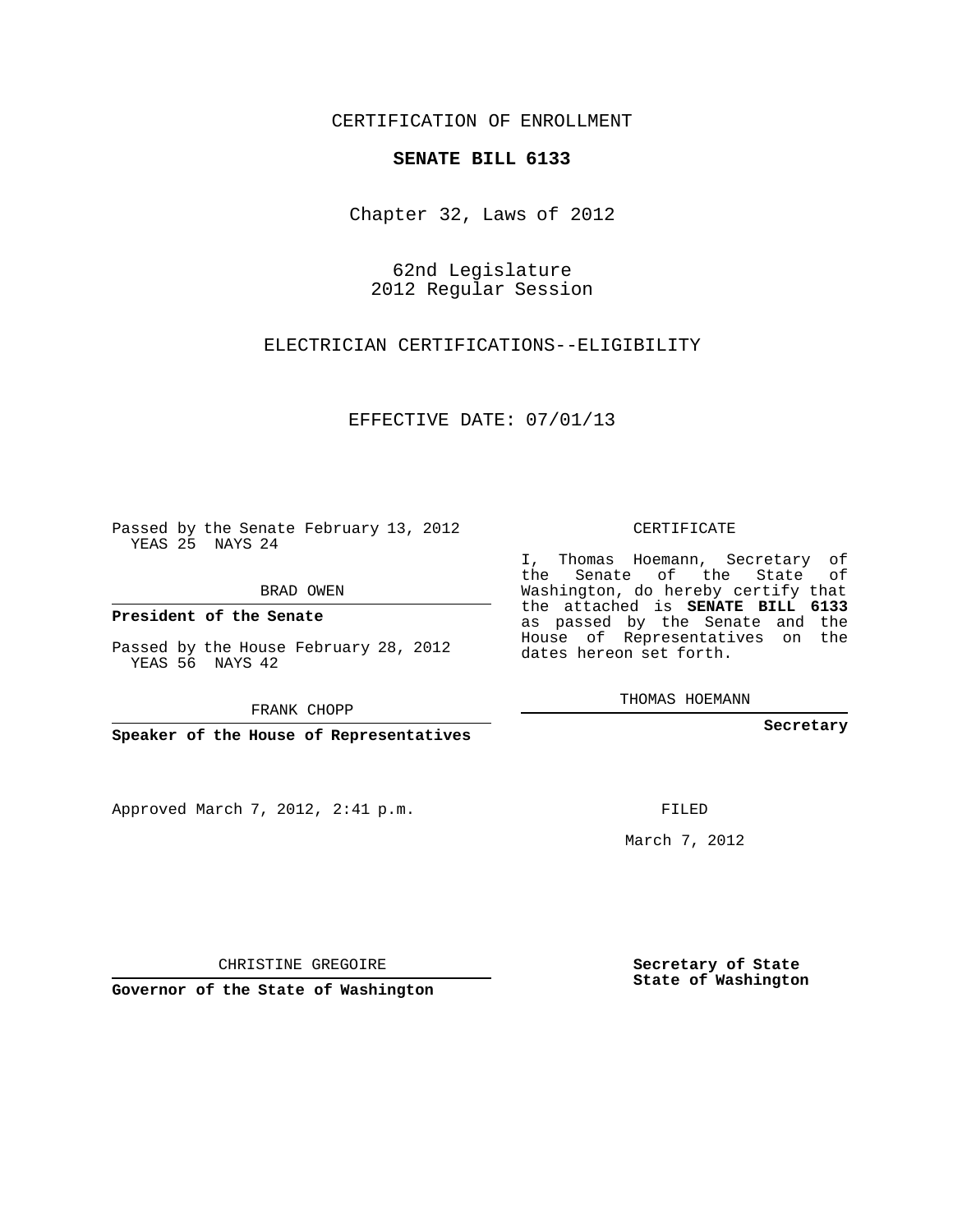CERTIFICATION OF ENROLLMENT

**SENATE BILL 6133**

Chapter 32, Laws of 2012

62nd Legislature
2012 Regular Session

ELECTRICIAN CERTIFICATIONS--ELIGIBILITY

EFFECTIVE DATE: 07/01/13

Passed by the Senate February 13, 2012
YEAS 25 NAYS 24

BRAD OWEN

**President of the Senate**

Passed by the House February 28, 2012
YEAS 56 NAYS 42

FRANK CHOPP

**Speaker of the House of Representatives**

CERTIFICATE

I, Thomas Hoemann, Secretary of the Senate of the State of Washington, do hereby certify that the attached is **SENATE BILL 6133** as passed by the Senate and the House of Representatives on the dates hereon set forth.

THOMAS HOEMANN

**Secretary**

Approved March 7, 2012, 2:41 p.m.

FILED

March 7, 2012

CHRISTINE GREGOIRE

**Governor of the State of Washington**

**Secretary of State**
**State of Washington**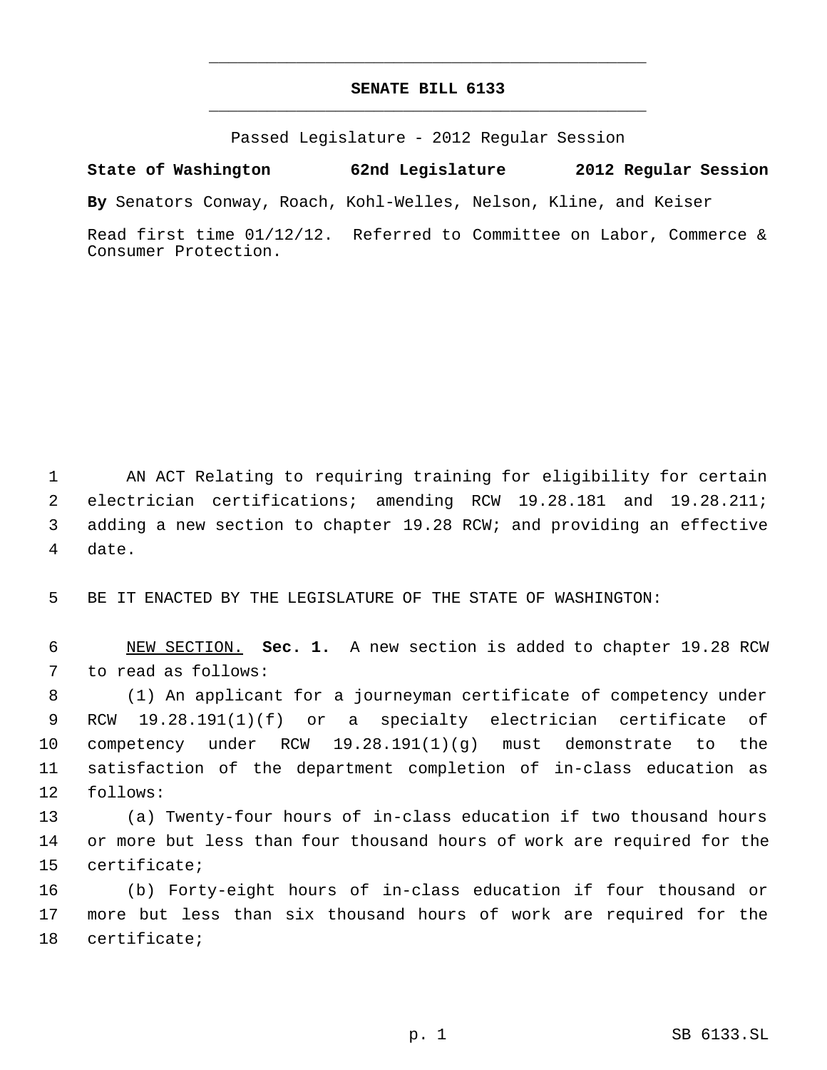# SENATE BILL 6133

Passed Legislature - 2012 Regular Session

**State of Washington 62nd Legislature 2012 Regular Session**

**By** Senators Conway, Roach, Kohl-Welles, Nelson, Kline, and Keiser

Read first time 01/12/12. Referred to Committee on Labor, Commerce & Consumer Protection.

AN ACT Relating to requiring training for eligibility for certain electrician certifications; amending RCW 19.28.181 and 19.28.211; adding a new section to chapter 19.28 RCW; and providing an effective date.

BE IT ENACTED BY THE LEGISLATURE OF THE STATE OF WASHINGTON:

NEW SECTION. **Sec. 1.** A new section is added to chapter 19.28 RCW to read as follows:

(1) An applicant for a journeyman certificate of competency under RCW 19.28.191(1)(f) or a specialty electrician certificate of competency under RCW 19.28.191(1)(g) must demonstrate to the satisfaction of the department completion of in-class education as follows:

(a) Twenty-four hours of in-class education if two thousand hours or more but less than four thousand hours of work are required for the certificate;

(b) Forty-eight hours of in-class education if four thousand or more but less than six thousand hours of work are required for the certificate;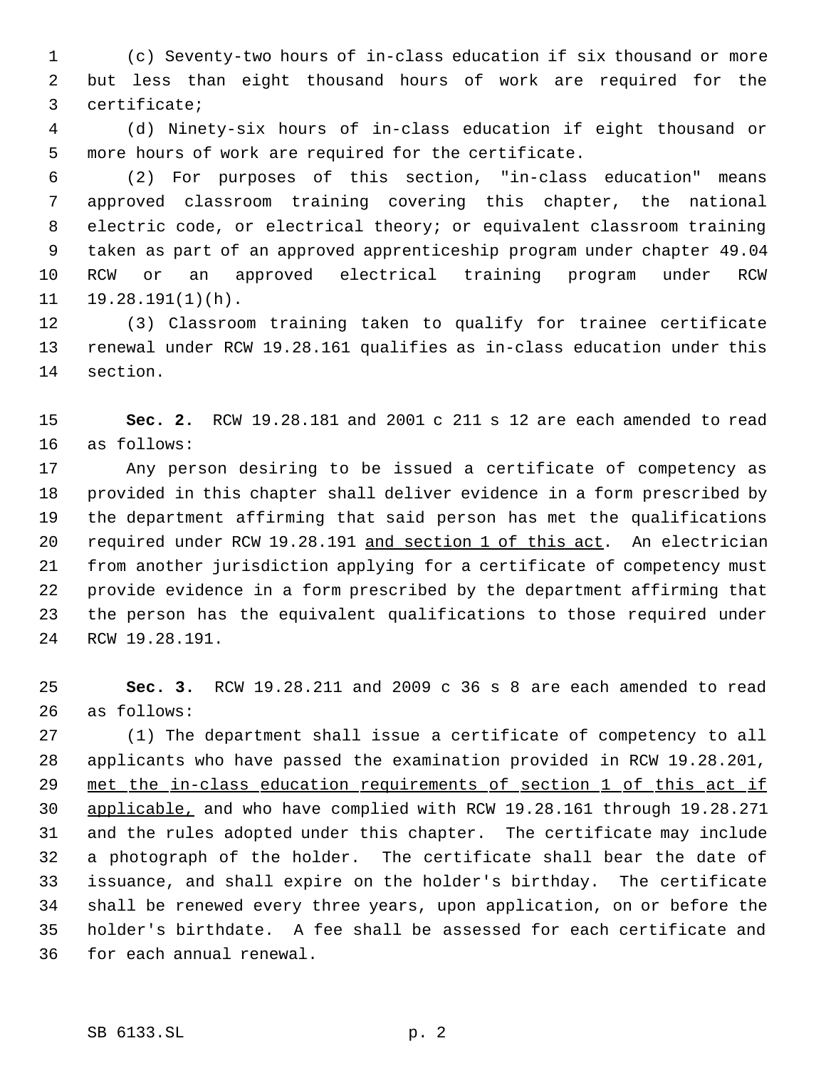(c) Seventy-two hours of in-class education if six thousand or more but less than eight thousand hours of work are required for the certificate;

(d) Ninety-six hours of in-class education if eight thousand or more hours of work are required for the certificate.

(2) For purposes of this section, "in-class education" means approved classroom training covering this chapter, the national electric code, or electrical theory; or equivalent classroom training taken as part of an approved apprenticeship program under chapter 49.04 RCW or an approved electrical training program under RCW 19.28.191(1)(h).

(3) Classroom training taken to qualify for trainee certificate renewal under RCW 19.28.161 qualifies as in-class education under this section.

**Sec. 2.** RCW 19.28.181 and 2001 c 211 s 12 are each amended to read as follows:

Any person desiring to be issued a certificate of competency as provided in this chapter shall deliver evidence in a form prescribed by the department affirming that said person has met the qualifications required under RCW 19.28.191 <u>and section 1 of this act</u>. An electrician from another jurisdiction applying for a certificate of competency must provide evidence in a form prescribed by the department affirming that the person has the equivalent qualifications to those required under RCW 19.28.191.

**Sec. 3.** RCW 19.28.211 and 2009 c 36 s 8 are each amended to read as follows:

(1) The department shall issue a certificate of competency to all applicants who have passed the examination provided in RCW 19.28.201, <u>met the in-class education requirements of section 1 of this act if applicable,</u> and who have complied with RCW 19.28.161 through 19.28.271 and the rules adopted under this chapter. The certificate may include a photograph of the holder. The certificate shall bear the date of issuance, and shall expire on the holder's birthday. The certificate shall be renewed every three years, upon application, on or before the holder's birthdate. A fee shall be assessed for each certificate and for each annual renewal.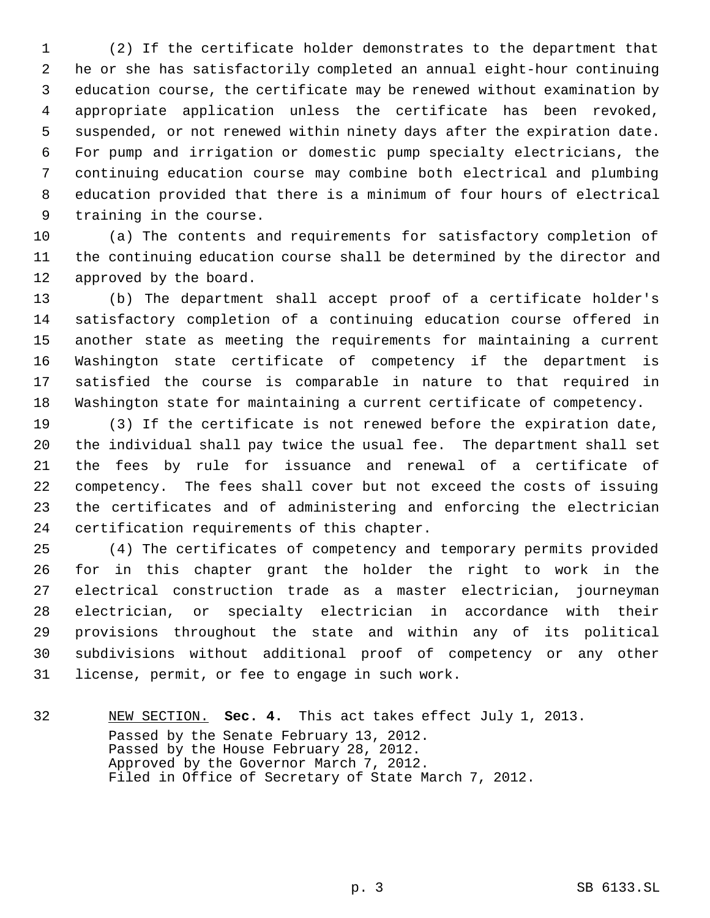(2) If the certificate holder demonstrates to the department that he or she has satisfactorily completed an annual eight-hour continuing education course, the certificate may be renewed without examination by appropriate application unless the certificate has been revoked, suspended, or not renewed within ninety days after the expiration date. For pump and irrigation or domestic pump specialty electricians, the continuing education course may combine both electrical and plumbing education provided that there is a minimum of four hours of electrical training in the course.

(a) The contents and requirements for satisfactory completion of the continuing education course shall be determined by the director and approved by the board.

(b) The department shall accept proof of a certificate holder's satisfactory completion of a continuing education course offered in another state as meeting the requirements for maintaining a current Washington state certificate of competency if the department is satisfied the course is comparable in nature to that required in Washington state for maintaining a current certificate of competency.

(3) If the certificate is not renewed before the expiration date, the individual shall pay twice the usual fee. The department shall set the fees by rule for issuance and renewal of a certificate of competency. The fees shall cover but not exceed the costs of issuing the certificates and of administering and enforcing the electrician certification requirements of this chapter.

(4) The certificates of competency and temporary permits provided for in this chapter grant the holder the right to work in the electrical construction trade as a master electrician, journeyman electrician, or specialty electrician in accordance with their provisions throughout the state and within any of its political subdivisions without additional proof of competency or any other license, permit, or fee to engage in such work.

NEW SECTION. **Sec. 4.** This act takes effect July 1, 2013.

Passed by the Senate February 13, 2012.
Passed by the House February 28, 2012.
Approved by the Governor March 7, 2012.
Filed in Office of Secretary of State March 7, 2012.